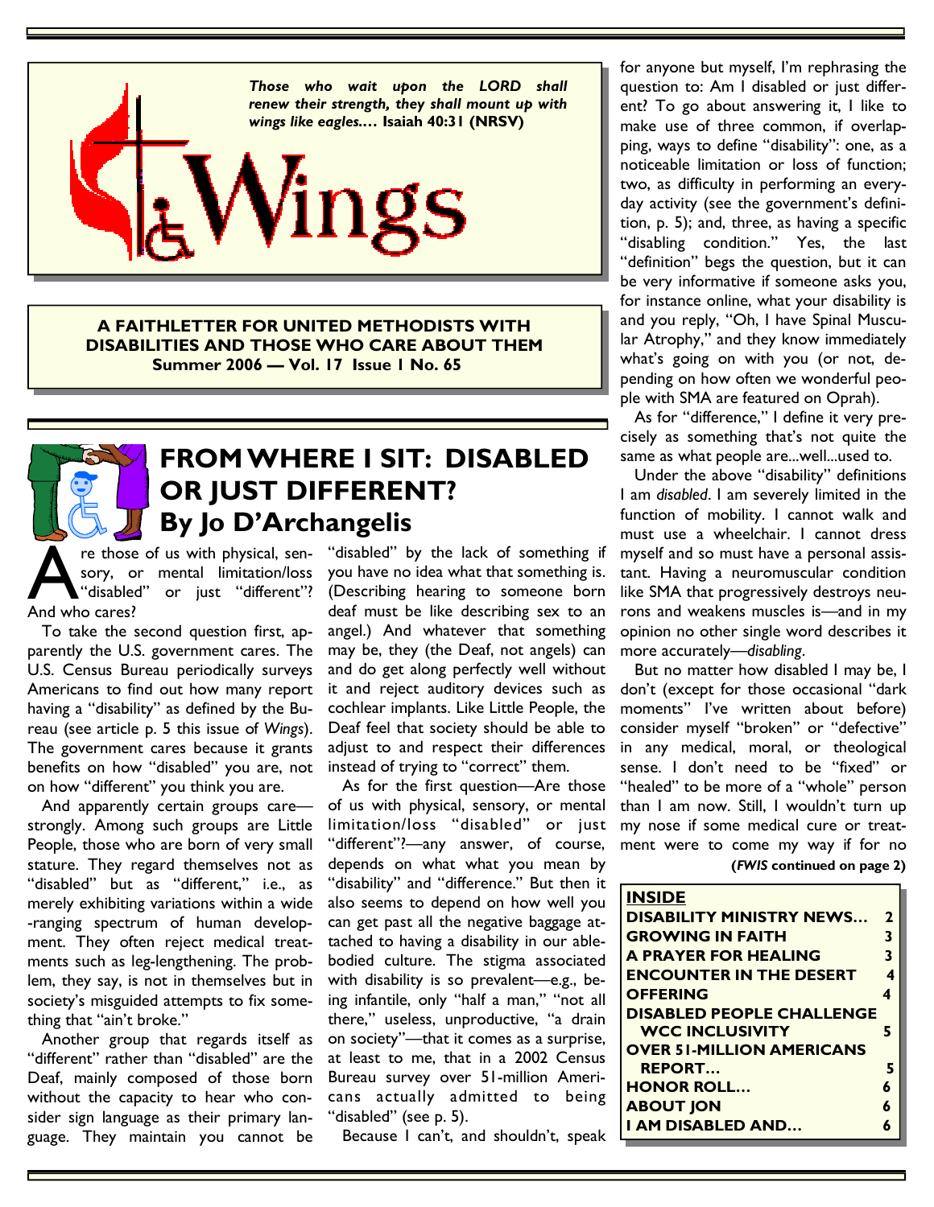*Those who wait upon the LORD shall renew their strength, they shall mount up with wings like eagles….* **Isaiah 40:31 (NRSV)**

# Wings

**A FAITHLETTER FOR UNITED METHODISTS WITH DISABILITIES AND THOSE WHO CARE ABOUT THEM**
**Summer 2006 — Vol. 17 Issue 1 No. 65**

## FROM WHERE I SIT: DISABLED OR JUST DIFFERENT?
### By Jo D'Archangelis

Are those of us with physical, sensory, or mental limitation/loss "disabled" or just "different"? And who cares?

To take the second question first, apparently the U.S. government cares. The U.S. Census Bureau periodically surveys Americans to find out how many report having a "disability" as defined by the Bureau (see article p. 5 this issue of *Wings*). The government cares because it grants benefits on how "disabled" you are, not on how "different" you think you are.

And apparently certain groups care—strongly. Among such groups are Little People, those who are born of very small stature. They regard themselves not as "disabled" but as "different," i.e., as merely exhibiting variations within a wide-ranging spectrum of human development. They often reject medical treatments such as leg-lengthening. The problem, they say, is not in themselves but in society's misguided attempts to fix something that "ain't broke."

Another group that regards itself as "different" rather than "disabled" are the Deaf, mainly composed of those born without the capacity to hear who consider sign language as their primary language. They maintain you cannot be "disabled" by the lack of something if you have no idea what that something is. (Describing hearing to someone born deaf must be like describing sex to an angel.) And whatever that something may be, they (the Deaf, not angels) can and do get along perfectly well without it and reject auditory devices such as cochlear implants. Like Little People, the Deaf feel that society should be able to adjust to and respect their differences instead of trying to "correct" them.

As for the first question—Are those of us with physical, sensory, or mental limitation/loss "disabled" or just "different"?—any answer, of course, depends on what what you mean by "disability" and "difference." But then it also seems to depend on how well you can get past all the negative baggage attached to having a disability in our able-bodied culture. The stigma associated with disability is so prevalent—e.g., being infantile, only "half a man," "not all there," useless, unproductive, "a drain on society"—that it comes as a surprise, at least to me, that in a 2002 Census Bureau survey over 51-million Americans actually admitted to being "disabled" (see p. 5).

Because I can't, and shouldn't, speak for anyone but myself, I'm rephrasing the question to: Am I disabled or just different? To go about answering it, I like to make use of three common, if overlapping, ways to define "disability": one, as a noticeable limitation or loss of function; two, as difficulty in performing an everyday activity (see the government's definition, p. 5); and, three, as having a specific "disabling condition." Yes, the last "definition" begs the question, but it can be very informative if someone asks you, for instance online, what your disability is and you reply, "Oh, I have Spinal Muscular Atrophy," and they know immediately what's going on with you (or not, depending on how often we wonderful people with SMA are featured on Oprah).

As for "difference," I define it very precisely as something that's not quite the same as what people are...well...used to.

Under the above "disability" definitions I am *disabled*. I am severely limited in the function of mobility. I cannot walk and must use a wheelchair. I cannot dress myself and so must have a personal assistant. Having a neuromuscular condition like SMA that progressively destroys neurons and weakens muscles is—and in my opinion no other single word describes it more accurately—*disabling*.

But no matter how disabled I may be, I don't (except for those occasional "dark moments" I've written about before) consider myself "broken" or "defective" in any medical, moral, or theological sense. I don't need to be "fixed" or "healed" to be more of a "whole" person than I am now. Still, I wouldn't turn up my nose if some medical cure or treatment were to come my way if for no

**(*FWIS* continued on page 2)**

| INSIDE | |
|---|---|
| DISABILITY MINISTRY NEWS… | 2 |
| GROWING IN FAITH | 3 |
| A PRAYER FOR HEALING | 3 |
| ENCOUNTER IN THE DESERT | 4 |
| OFFERING | 4 |
| DISABLED PEOPLE CHALLENGE WCC INCLUSIVITY | 5 |
| OVER 51-MILLION AMERICANS REPORT… | 5 |
| HONOR ROLL… | 6 |
| ABOUT JON | 6 |
| I AM DISABLED AND… | 6 |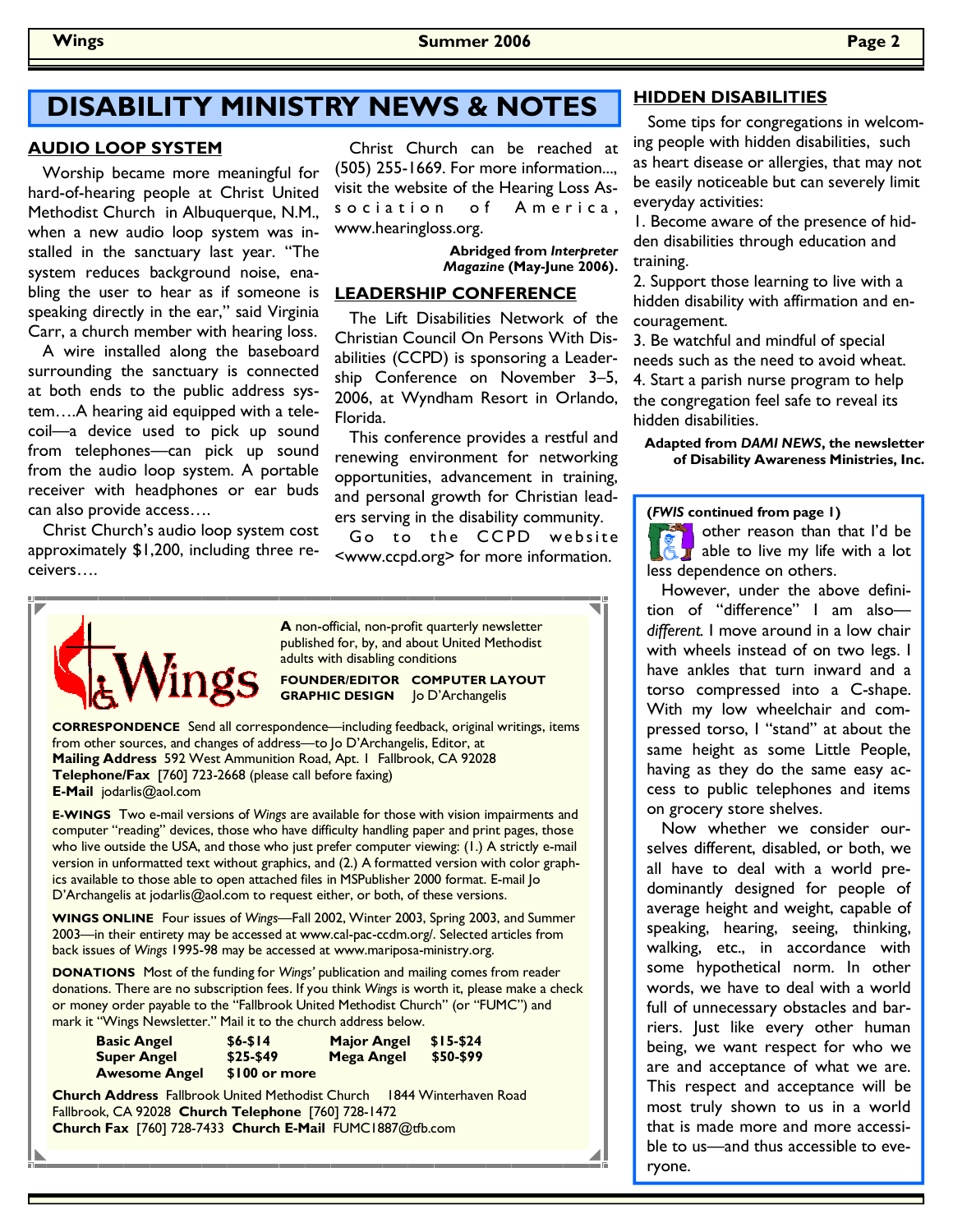# DISABILITY MINISTRY NEWS & NOTES

## AUDIO LOOP SYSTEM

Worship became more meaningful for hard-of-hearing people at Christ United Methodist Church in Albuquerque, N.M., when a new audio loop system was installed in the sanctuary last year. "The system reduces background noise, enabling the user to hear as if someone is speaking directly in the ear," said Virginia Carr, a church member with hearing loss.

A wire installed along the baseboard surrounding the sanctuary is connected at both ends to the public address system….A hearing aid equipped with a telecoil—a device used to pick up sound from telephones—can pick up sound from the audio loop system. A portable receiver with headphones or ear buds can also provide access….

Christ Church's audio loop system cost approximately $1,200, including three receivers….

Christ Church can be reached at (505) 255-1669. For more information..., visit the website of the Hearing Loss Association of America, www.hearingloss.org.

**Abridged from *Interpreter Magazine* (May-June 2006).**

## LEADERSHIP CONFERENCE

The Lift Disabilities Network of the Christian Council On Persons With Disabilities (CCPD) is sponsoring a Leadership Conference on November 3–5, 2006, at Wyndham Resort in Orlando, Florida.

This conference provides a restful and renewing environment for networking opportunities, advancement in training, and personal growth for Christian leaders serving in the disability community.

Go to the CCPD website <www.ccpd.org> for more information.

## HIDDEN DISABILITIES

Some tips for congregations in welcoming people with hidden disabilities, such as heart disease or allergies, that may not be easily noticeable but can severely limit everyday activities:

1. Become aware of the presence of hidden disabilities through education and training.
2. Support those learning to live with a hidden disability with affirmation and encouragement.
3. Be watchful and mindful of special needs such as the need to avoid wheat.
4. Start a parish nurse program to help the congregation feel safe to reveal its hidden disabilities.

**Adapted from *DAMI NEWS*, the newsletter of Disability Awareness Ministries, Inc.**

---

**Wings**

**A** non-official, non-profit quarterly newsletter published for, by, and about United Methodist adults with disabling conditions

**FOUNDER/EDITOR COMPUTER LAYOUT GRAPHIC DESIGN** Jo D'Archangelis

**CORRESPONDENCE** Send all correspondence—including feedback, original writings, items from other sources, and changes of address—to Jo D'Archangelis, Editor, at
**Mailing Address** 592 West Ammunition Road, Apt. 1 Fallbrook, CA 92028
**Telephone/Fax** [760] 723-2668 (please call before faxing)
**E-Mail** jodarlis@aol.com

**E-WINGS** Two e-mail versions of *Wings* are available for those with vision impairments and computer "reading" devices, those who have difficulty handling paper and print pages, those who live outside the USA, and those who just prefer computer viewing: (1.) A strictly e-mail version in unformatted text without graphics, and (2.) A formatted version with color graphics available to those able to open attached files in MSPublisher 2000 format. E-mail Jo D'Archangelis at jodarlis@aol.com to request either, or both, of these versions.

**WINGS ONLINE** Four issues of *Wings*—Fall 2002, Winter 2003, Spring 2003, and Summer 2003—in their entirety may be accessed at www.cal-pac-ccdm.org/. Selected articles from back issues of *Wings* 1995-98 may be accessed at www.mariposa-ministry.org.

**DONATIONS** Most of the funding for *Wings'* publication and mailing comes from reader donations. There are no subscription fees. If you think *Wings* is worth it, please make a check or money order payable to the "Fallbrook United Methodist Church" (or "FUMC") and mark it "Wings Newsletter." Mail it to the church address below.

| | | | |
|---|---|---|---|
| **Basic Angel** | **$6-$14** | **Major Angel** | **$15-$24** |
| **Super Angel** | **$25-$49** | **Mega Angel** | **$50-$99** |
| **Awesome Angel** | **$100 or more** | | |

**Church Address** Fallbrook United Methodist Church 1844 Winterhaven Road Fallbrook, CA 92028 **Church Telephone** [760] 728-1472
**Church Fax** [760] 728-7433 **Church E-Mail** FUMC1887@tfb.com

---

**(*FWIS* continued from page 1)**

other reason than that I'd be able to live my life with a lot less dependence on others.

However, under the above definition of "difference" I am also—*different.* I move around in a low chair with wheels instead of on two legs. I have ankles that turn inward and a torso compressed into a C-shape. With my low wheelchair and compressed torso, I "stand" at about the same height as some Little People, having as they do the same easy access to public telephones and items on grocery store shelves.

Now whether we consider ourselves different, disabled, or both, we all have to deal with a world predominantly designed for people of average height and weight, capable of speaking, hearing, seeing, thinking, walking, etc., in accordance with some hypothetical norm. In other words, we have to deal with a world full of unnecessary obstacles and barriers. Just like every other human being, we want respect for who we are and acceptance of what we are. This respect and acceptance will be most truly shown to us in a world that is made more and more accessible to us—and thus accessible to everyone.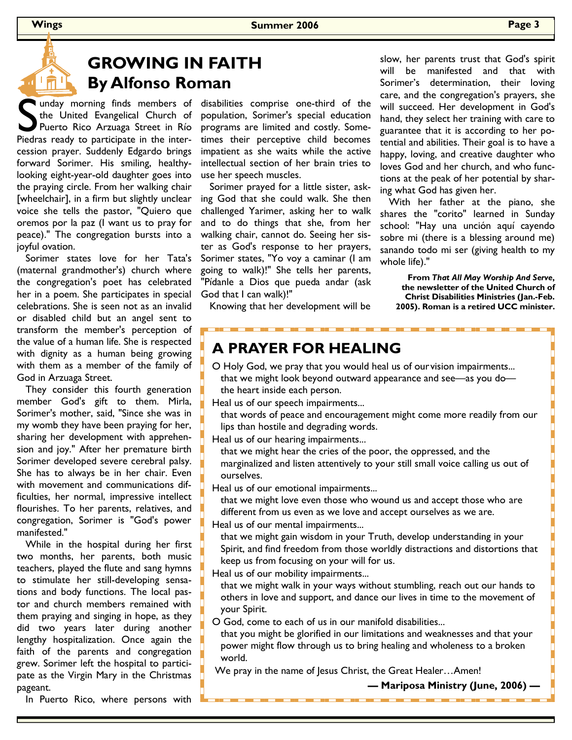# GROWING IN FAITH
## By Alfonso Roman

Sunday morning finds members of the United Evangelical Church of Puerto Rico Arzuaga Street in Río Piedras ready to participate in the intercession prayer. Suddenly Edgardo brings forward Sorimer. His smiling, healthy-looking eight-year-old daughter goes into the praying circle. From her walking chair [wheelchair], in a firm but slightly unclear voice she tells the pastor, "Quiero que oremos por la paz (I want us to pray for peace)." The congregation bursts into a joyful ovation.

Sorimer states love for her Tata's (maternal grandmother's) church where the congregation's poet has celebrated her in a poem. She participates in special celebrations. She is seen not as an invalid or disabled child but an angel sent to transform the member's perception of the value of a human life. She is respected with dignity as a human being growing with them as a member of the family of God in Arzuaga Street.

They consider this fourth generation member God's gift to them. Mirla, Sorimer's mother, said, "Since she was in my womb they have been praying for her, sharing her development with apprehension and joy." After her premature birth Sorimer developed severe cerebral palsy. She has to always be in her chair. Even with movement and communications difficulties, her normal, impressive intellect flourishes. To her parents, relatives, and congregation, Sorimer is "God's power manifested."

While in the hospital during her first two months, her parents, both music teachers, played the flute and sang hymns to stimulate her still-developing sensations and body functions. The local pastor and church members remained with them praying and singing in hope, as they did two years later during another lengthy hospitalization. Once again the faith of the parents and congregation grew. Sorimer left the hospital to participate as the Virgin Mary in the Christmas pageant.

In Puerto Rico, where persons with disabilities comprise one-third of the population, Sorimer's special education programs are limited and costly. Sometimes their perceptive child becomes impatient as she waits while the active intellectual section of her brain tries to use her speech muscles.

Sorimer prayed for a little sister, asking God that she could walk. She then challenged Yarimer, asking her to walk and to do things that she, from her walking chair, cannot do. Seeing her sister as God's response to her prayers, Sorimer states, "Yo voy a caminar (I am going to walk)!" She tells her parents, "Pídanle a Dios que pueda andar (ask God that I can walk)!"

Knowing that her development will be slow, her parents trust that God's spirit will be manifested and that with Sorimer's determination, their loving care, and the congregation's prayers, she will succeed. Her development in God's hand, they select her training with care to guarantee that it is according to her potential and abilities. Their goal is to have a happy, loving, and creative daughter who loves God and her church, and who functions at the peak of her potential by sharing what God has given her.

With her father at the piano, she shares the "corito" learned in Sunday school: "Hay una unción aquí cayendo sobre mi (there is a blessing around me) sanando todo mi ser (giving health to my whole life)."

**From *That All May Worship And Serve*, the newsletter of the United Church of Christ Disabilities Ministries (Jan.-Feb. 2005). Roman is a retired UCC minister.**

## A PRAYER FOR HEALING

O Holy God, we pray that you would heal us of our vision impairments...
that we might look beyond outward appearance and see—as you do—the heart inside each person.

Heal us of our speech impairments...
that words of peace and encouragement might come more readily from our lips than hostile and degrading words.

Heal us of our hearing impairments...
that we might hear the cries of the poor, the oppressed, and the marginalized and listen attentively to your still small voice calling us out of ourselves.

Heal us of our emotional impairments...
that we might love even those who wound us and accept those who are different from us even as we love and accept ourselves as we are.

Heal us of our mental impairments...
that we might gain wisdom in your Truth, develop understanding in your Spirit, and find freedom from those worldly distractions and distortions that keep us from focusing on your will for us.

Heal us of our mobility impairments...
that we might walk in your ways without stumbling, reach out our hands to others in love and support, and dance our lives in time to the movement of your Spirit.

O God, come to each of us in our manifold disabilities...
that you might be glorified in our limitations and weaknesses and that your power might flow through us to bring healing and wholeness to a broken world.

We pray in the name of Jesus Christ, the Great Healer…Amen!

**— Mariposa Ministry (June, 2006) —**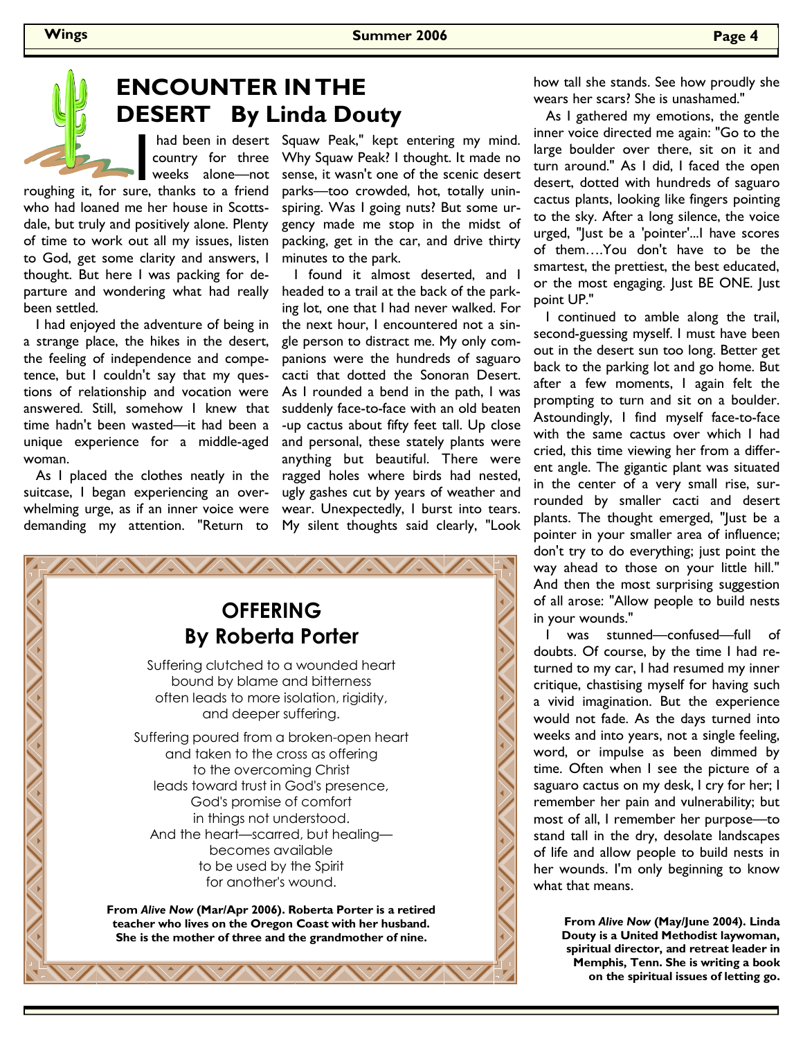# ENCOUNTER IN THE DESERT By Linda Douty

I had been in desert country for three weeks alone—not roughing it, for sure, thanks to a friend who had loaned me her house in Scottsdale, but truly and positively alone. Plenty of time to work out all my issues, listen to God, get some clarity and answers, I thought. But here I was packing for departure and wondering what had really been settled.

I had enjoyed the adventure of being in a strange place, the hikes in the desert, the feeling of independence and competence, but I couldn't say that my questions of relationship and vocation were answered. Still, somehow I knew that time hadn't been wasted—it had been a unique experience for a middle-aged woman.

As I placed the clothes neatly in the suitcase, I began experiencing an overwhelming urge, as if an inner voice were demanding my attention. "Return to Squaw Peak," kept entering my mind. Why Squaw Peak? I thought. It made no sense, it wasn't one of the scenic desert parks—too crowded, hot, totally uninspiring. Was I going nuts? But some urgency made me stop in the midst of packing, get in the car, and drive thirty minutes to the park.

I found it almost deserted, and I headed to a trail at the back of the parking lot, one that I had never walked. For the next hour, I encountered not a single person to distract me. My only companions were the hundreds of saguaro cacti that dotted the Sonoran Desert. As I rounded a bend in the path, I was suddenly face-to-face with an old beaten-up cactus about fifty feet tall. Up close and personal, these stately plants were anything but beautiful. There were ragged holes where birds had nested, ugly gashes cut by years of weather and wear. Unexpectedly, I burst into tears. My silent thoughts said clearly, "Look how tall she stands. See how proudly she wears her scars? She is unashamed."

As I gathered my emotions, the gentle inner voice directed me again: "Go to the large boulder over there, sit on it and turn around." As I did, I faced the open desert, dotted with hundreds of saguaro cactus plants, looking like fingers pointing to the sky. After a long silence, the voice urged, "Just be a 'pointer'...I have scores of them….You don't have to be the smartest, the prettiest, the best educated, or the most engaging. Just BE ONE. Just point UP."

I continued to amble along the trail, second-guessing myself. I must have been out in the desert sun too long. Better get back to the parking lot and go home. But after a few moments, I again felt the prompting to turn and sit on a boulder. Astoundingly, I find myself face-to-face with the same cactus over which I had cried, this time viewing her from a different angle. The gigantic plant was situated in the center of a very small rise, surrounded by smaller cacti and desert plants. The thought emerged, "Just be a pointer in your smaller area of influence; don't try to do everything; just point the way ahead to those on your little hill." And then the most surprising suggestion of all arose: "Allow people to build nests in your wounds."

I was stunned—confused—full of doubts. Of course, by the time I had returned to my car, I had resumed my inner critique, chastising myself for having such a vivid imagination. But the experience would not fade. As the days turned into weeks and into years, not a single feeling, word, or impulse as been dimmed by time. Often when I see the picture of a saguaro cactus on my desk, I cry for her; I remember her pain and vulnerability; but most of all, I remember her purpose—to stand tall in the dry, desolate landscapes of life and allow people to build nests in her wounds. I'm only beginning to know what that means.

**From *Alive Now* (May/June 2004). Linda Douty is a United Methodist laywoman, spiritual director, and retreat leader in Memphis, Tenn. She is writing a book on the spiritual issues of letting go.**

## OFFERING
## By Roberta Porter

Suffering clutched to a wounded heart
bound by blame and bitterness
often leads to more isolation, rigidity,
and deeper suffering.

Suffering poured from a broken-open heart
and taken to the cross as offering
to the overcoming Christ
leads toward trust in God's presence,
God's promise of comfort
in things not understood.
And the heart—scarred, but healing—
becomes available
to be used by the Spirit
for another's wound.

**From *Alive Now* (Mar/Apr 2006). Roberta Porter is a retired teacher who lives on the Oregon Coast with her husband. She is the mother of three and the grandmother of nine.**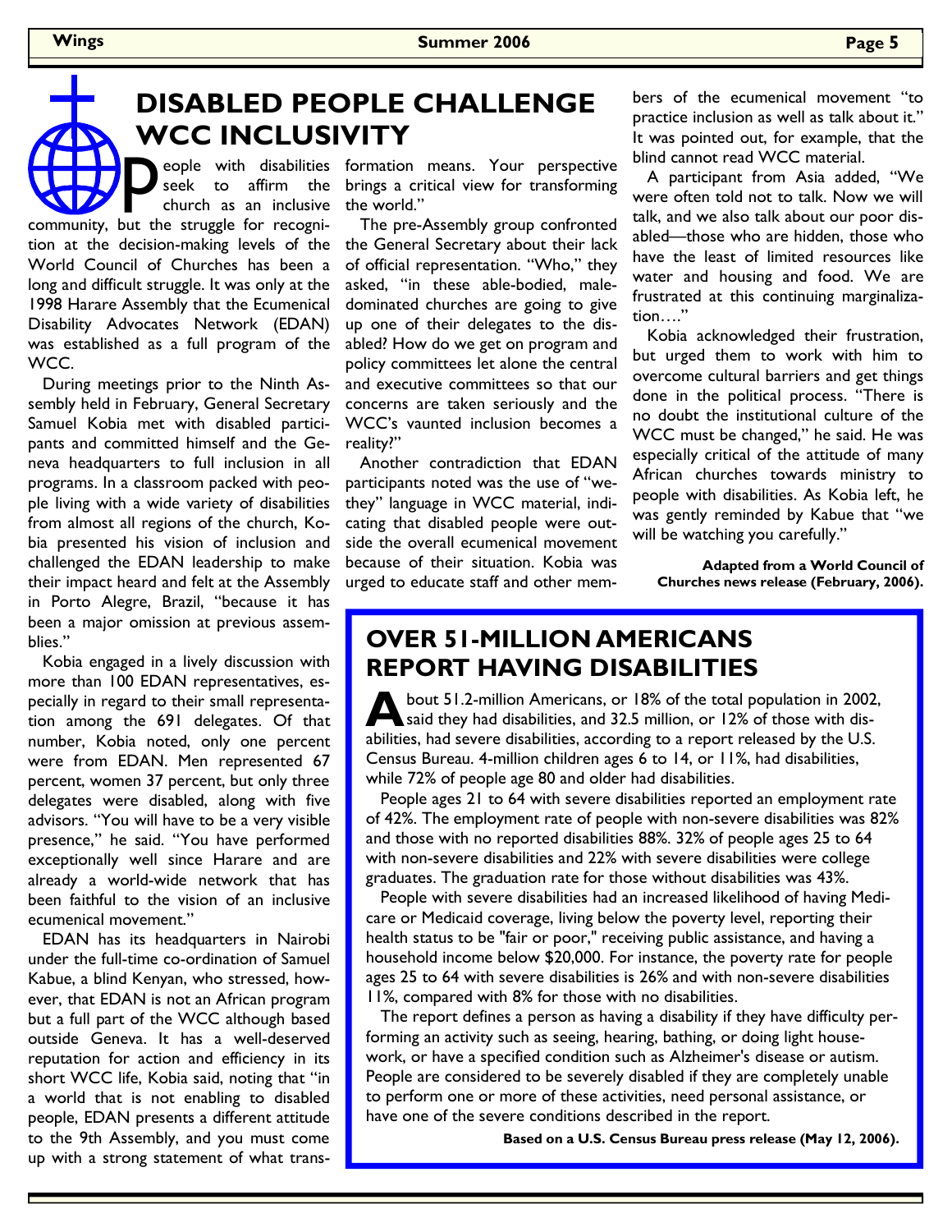# DISABLED PEOPLE CHALLENGE WCC INCLUSIVITY

People with disabilities seek to affirm the church as an inclusive community, but the struggle for recognition at the decision-making levels of the World Council of Churches has been a long and difficult struggle. It was only at the 1998 Harare Assembly that the Ecumenical Disability Advocates Network (EDAN) was established as a full program of the WCC.

During meetings prior to the Ninth Assembly held in February, General Secretary Samuel Kobia met with disabled participants and committed himself and the Geneva headquarters to full inclusion in all programs. In a classroom packed with people living with a wide variety of disabilities from almost all regions of the church, Kobia presented his vision of inclusion and challenged the EDAN leadership to make their impact heard and felt at the Assembly in Porto Alegre, Brazil, "because it has been a major omission at previous assemblies."

Kobia engaged in a lively discussion with more than 100 EDAN representatives, especially in regard to their small representation among the 691 delegates. Of that number, Kobia noted, only one percent were from EDAN. Men represented 67 percent, women 37 percent, but only three delegates were disabled, along with five advisors. "You will have to be a very visible presence," he said. "You have performed exceptionally well since Harare and are already a world-wide network that has been faithful to the vision of an inclusive ecumenical movement."

EDAN has its headquarters in Nairobi under the full-time co-ordination of Samuel Kabue, a blind Kenyan, who stressed, however, that EDAN is not an African program but a full part of the WCC although based outside Geneva. It has a well-deserved reputation for action and efficiency in its short WCC life, Kobia said, noting that "in a world that is not enabling to disabled people, EDAN presents a different attitude to the 9th Assembly, and you must come up with a strong statement of what transformation means. Your perspective brings a critical view for transforming the world."

The pre-Assembly group confronted the General Secretary about their lack of official representation. "Who," they asked, "in these able-bodied, male-dominated churches are going to give up one of their delegates to the disabled? How do we get on program and policy committees let alone the central and executive committees so that our concerns are taken seriously and the WCC's vaunted inclusion becomes a reality?"

Another contradiction that EDAN participants noted was the use of "we-they" language in WCC material, indicating that disabled people were outside the overall ecumenical movement because of their situation. Kobia was urged to educate staff and other members of the ecumenical movement "to practice inclusion as well as talk about it." It was pointed out, for example, that the blind cannot read WCC material.

A participant from Asia added, "We were often told not to talk. Now we will talk, and we also talk about our poor disabled—those who are hidden, those who have the least of limited resources like water and housing and food. We are frustrated at this continuing marginalization…."

Kobia acknowledged their frustration, but urged them to work with him to overcome cultural barriers and get things done in the political process. "There is no doubt the institutional culture of the WCC must be changed," he said. He was especially critical of the attitude of many African churches towards ministry to people with disabilities. As Kobia left, he was gently reminded by Kabue that "we will be watching you carefully."

**Adapted from a World Council of Churches news release (February, 2006).**

# OVER 51-MILLION AMERICANS REPORT HAVING DISABILITIES

About 51.2-million Americans, or 18% of the total population in 2002, said they had disabilities, and 32.5 million, or 12% of those with disabilities, had severe disabilities, according to a report released by the U.S. Census Bureau. 4-million children ages 6 to 14, or 11%, had disabilities, while 72% of people age 80 and older had disabilities.

People ages 21 to 64 with severe disabilities reported an employment rate of 42%. The employment rate of people with non-severe disabilities was 82% and those with no reported disabilities 88%. 32% of people ages 25 to 64 with non-severe disabilities and 22% with severe disabilities were college graduates. The graduation rate for those without disabilities was 43%.

People with severe disabilities had an increased likelihood of having Medicare or Medicaid coverage, living below the poverty level, reporting their health status to be "fair or poor," receiving public assistance, and having a household income below $20,000. For instance, the poverty rate for people ages 25 to 64 with severe disabilities is 26% and with non-severe disabilities 11%, compared with 8% for those with no disabilities.

The report defines a person as having a disability if they have difficulty performing an activity such as seeing, hearing, bathing, or doing light housework, or have a specified condition such as Alzheimer's disease or autism. People are considered to be severely disabled if they are completely unable to perform one or more of these activities, need personal assistance, or have one of the severe conditions described in the report.

**Based on a U.S. Census Bureau press release (May 12, 2006).**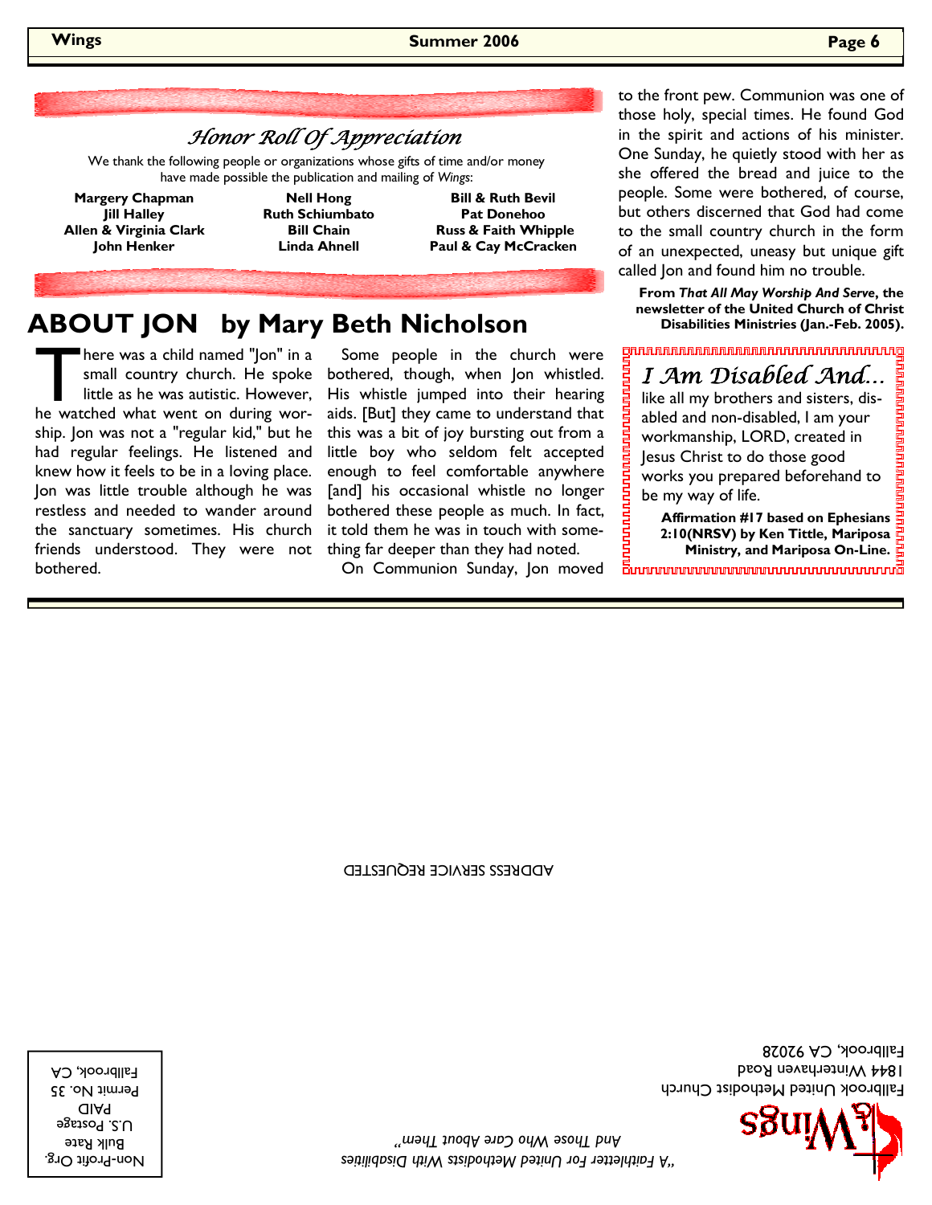## *Honor Roll Of Appreciation*

We thank the following people or organizations whose gifts of time and/or money have made possible the publication and mailing of *Wings*:

| | | |
|---|---|---|
| **Margery Chapman** | **Nell Hong** | **Bill & Ruth Bevil** |
| **Jill Halley** | **Ruth Schiumbato** | **Pat Donehoo** |
| **Allen & Virginia Clark** | **Bill Chain** | **Russ & Faith Whipple** |
| **John Henker** | **Linda Ahnell** | **Paul & Cay McCracken** |

# ABOUT JON by Mary Beth Nicholson

There was a child named "Jon" in a small country church. He spoke little as he was autistic. However, he watched what went on during worship. Jon was not a "regular kid," but he had regular feelings. He listened and knew how it feels to be in a loving place. Jon was little trouble although he was restless and needed to wander around the sanctuary sometimes. His church friends understood. They were not bothered.

Some people in the church were bothered, though, when Jon whistled. His whistle jumped into their hearing aids. [But] they came to understand that this was a bit of joy bursting out from a little boy who seldom felt accepted enough to feel comfortable anywhere [and] his occasional whistle no longer bothered these people as much. In fact, it told them he was in touch with something far deeper than they had noted.

On Communion Sunday, Jon moved to the front pew. Communion was one of those holy, special times. He found God in the spirit and actions of his minister. One Sunday, he quietly stood with her as she offered the bread and juice to the people. Some were bothered, of course, but others discerned that God had come to the small country church in the form of an unexpected, uneasy but unique gift called Jon and found him no trouble.

**From *That All May Worship And Serve*, the newsletter of the United Church of Christ Disabilities Ministries (Jan.-Feb. 2005).**

## *I Am Disabled And…*

like all my brothers and sisters, disabled and non-disabled, I am your workmanship, LORD, created in Jesus Christ to do those good works you prepared beforehand to be my way of life.

**Affirmation #17 based on Ephesians 2:10(NRSV) by Ken Tittle, Mariposa Ministry, and Mariposa On-Line.**

ADDRESS SERVICE REQUESTED

Wings

Fallbrook United Methodist Church
1844 Winterhaven Road
Fallbrook, CA 92028

*"A Faithletter For United Methodists With Disabilities And Those Who Care About Them"*

Non-Profit Org.
Bulk Rate
U.S. Postage
PAID
Permit No. 35
Fallbrook, CA